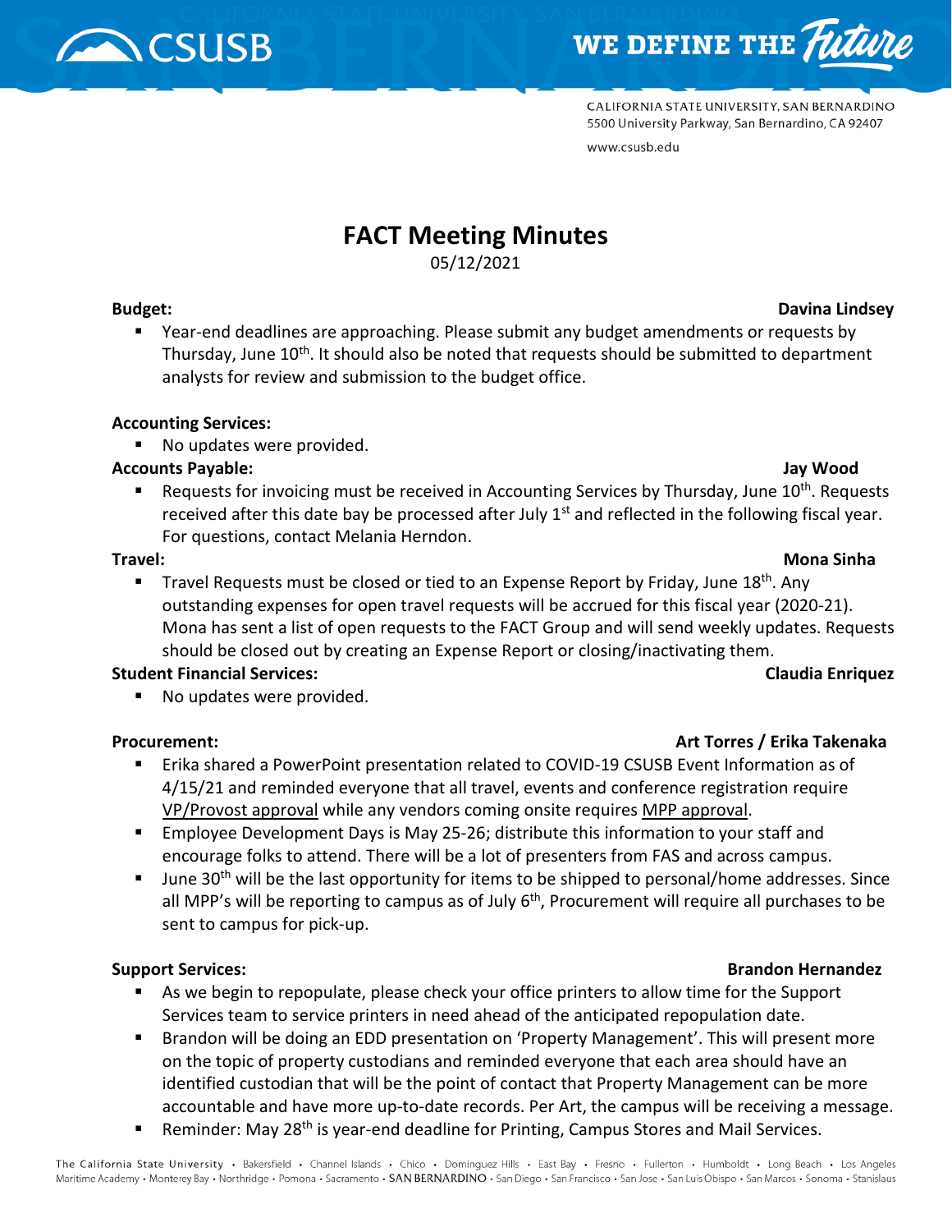CALIFORNIA STATE UNIVERSITY, SAN BERNARDINO
5500 University Parkway, San Bernardino, CA 92407
www.csusb.edu

# FACT Meeting Minutes

05/12/2021

**Budget:** **Davina Lindsey**

- Year-end deadlines are approaching. Please submit any budget amendments or requests by Thursday, June 10th. It should also be noted that requests should be submitted to department analysts for review and submission to the budget office.

**Accounting Services:**

- No updates were provided.

**Accounts Payable:** **Jay Wood**

- Requests for invoicing must be received in Accounting Services by Thursday, June 10th. Requests received after this date bay be processed after July 1st and reflected in the following fiscal year. For questions, contact Melania Herndon.

**Travel:** **Mona Sinha**

- Travel Requests must be closed or tied to an Expense Report by Friday, June 18th. Any outstanding expenses for open travel requests will be accrued for this fiscal year (2020-21). Mona has sent a list of open requests to the FACT Group and will send weekly updates. Requests should be closed out by creating an Expense Report or closing/inactivating them.

**Student Financial Services:** **Claudia Enriquez**

- No updates were provided.

**Procurement:** **Art Torres / Erika Takenaka**

- Erika shared a PowerPoint presentation related to COVID-19 CSUSB Event Information as of 4/15/21 and reminded everyone that all travel, events and conference registration require VP/Provost approval while any vendors coming onsite requires MPP approval.
- Employee Development Days is May 25-26; distribute this information to your staff and encourage folks to attend. There will be a lot of presenters from FAS and across campus.
- June 30th will be the last opportunity for items to be shipped to personal/home addresses. Since all MPP's will be reporting to campus as of July 6th, Procurement will require all purchases to be sent to campus for pick-up.

**Support Services:** **Brandon Hernandez**

- As we begin to repopulate, please check your office printers to allow time for the Support Services team to service printers in need ahead of the anticipated repopulation date.
- Brandon will be doing an EDD presentation on 'Property Management'. This will present more on the topic of property custodians and reminded everyone that each area should have an identified custodian that will be the point of contact that Property Management can be more accountable and have more up-to-date records. Per Art, the campus will be receiving a message.
- Reminder: May 28th is year-end deadline for Printing, Campus Stores and Mail Services.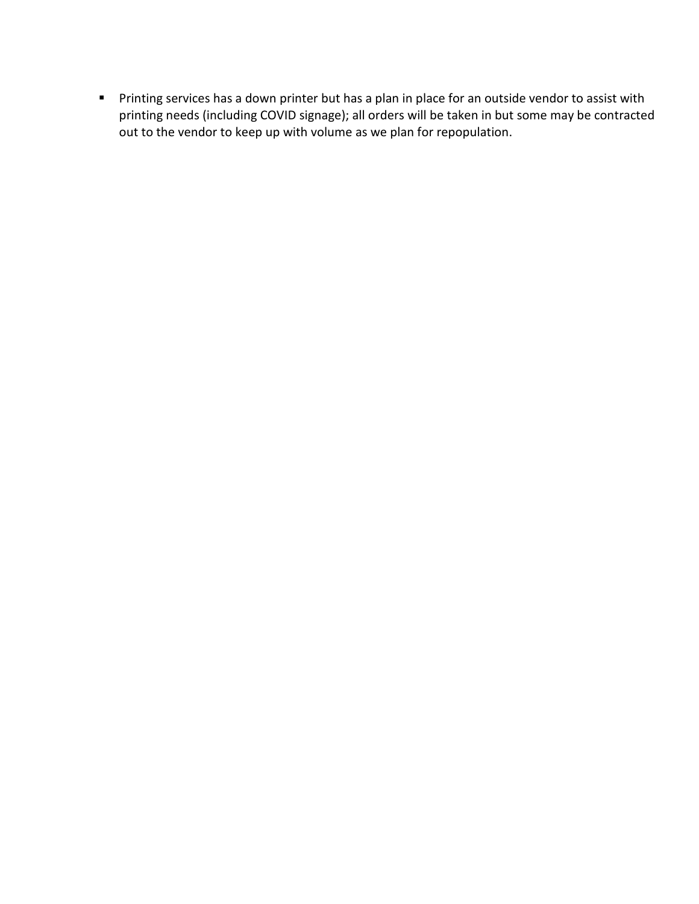- Printing services has a down printer but has a plan in place for an outside vendor to assist with printing needs (including COVID signage); all orders will be taken in but some may be contracted out to the vendor to keep up with volume as we plan for repopulation.